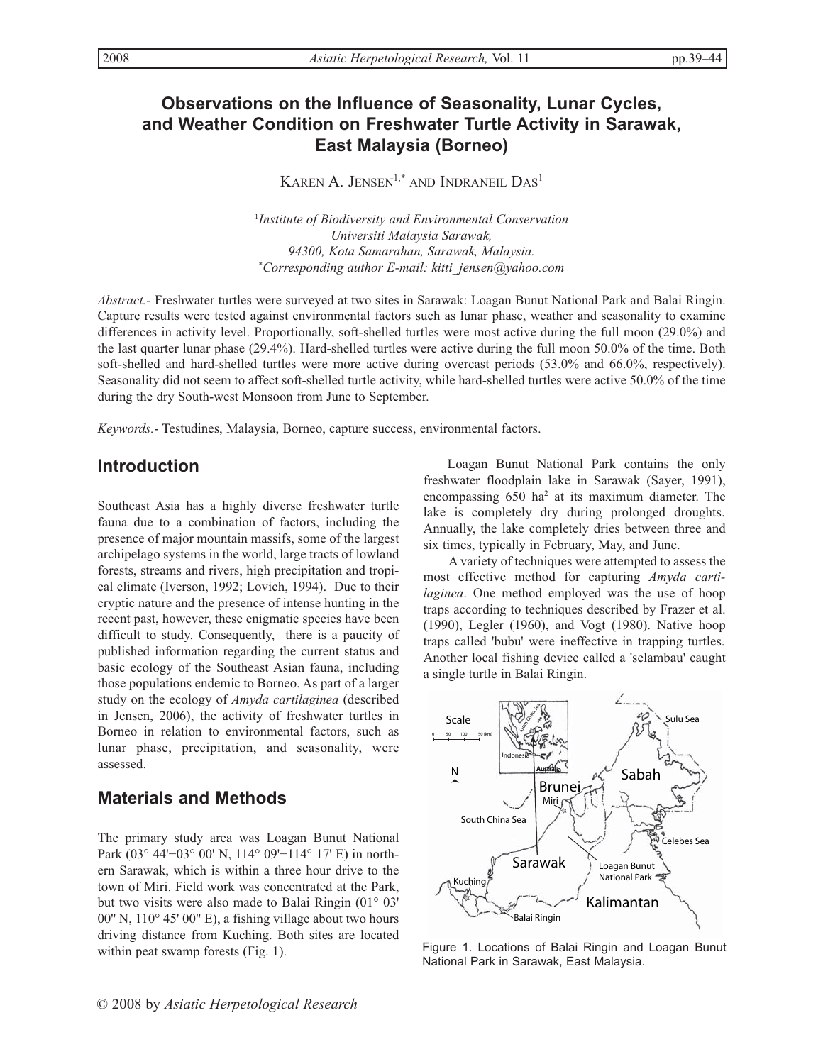# Observations on the Influence of Seasonality, Lunar Cycles, and Weather Condition on Freshwater Turtle Activity in Sarawak, East Malaysia (Borneo)

Karen A. Jensen[1,*] and Indraneil Das[1]

[1]*Institute of Biodiversity and Environmental Conservation Universiti Malaysia Sarawak, 94300, Kota Samarahan, Sarawak, Malaysia.*
[*]*Corresponding author E-mail: kitti_jensen@yahoo.com*

*Abstract.*- Freshwater turtles were surveyed at two sites in Sarawak: Loagan Bunut National Park and Balai Ringin. Capture results were tested against environmental factors such as lunar phase, weather and seasonality to examine differences in activity level. Proportionally, soft-shelled turtles were most active during the full moon (29.0%) and the last quarter lunar phase (29.4%). Hard-shelled turtles were active during the full moon 50.0% of the time. Both soft-shelled and hard-shelled turtles were more active during overcast periods (53.0% and 66.0%, respectively). Seasonality did not seem to affect soft-shelled turtle activity, while hard-shelled turtles were active 50.0% of the time during the dry South-west Monsoon from June to September.

*Keywords.*- Testudines, Malaysia, Borneo, capture success, environmental factors.

## Introduction

Southeast Asia has a highly diverse freshwater turtle fauna due to a combination of factors, including the presence of major mountain massifs, some of the largest archipelago systems in the world, large tracts of lowland forests, streams and rivers, high precipitation and tropical climate (Iverson, 1992; Lovich, 1994). Due to their cryptic nature and the presence of intense hunting in the recent past, however, these enigmatic species have been difficult to study. Consequently, there is a paucity of published information regarding the current status and basic ecology of the Southeast Asian fauna, including those populations endemic to Borneo. As part of a larger study on the ecology of *Amyda cartilaginea* (described in Jensen, 2006), the activity of freshwater turtles in Borneo in relation to environmental factors, such as lunar phase, precipitation, and seasonality, were assessed.

## Materials and Methods

The primary study area was Loagan Bunut National Park (03° 44'−03° 00' N, 114° 09'−114° 17' E) in northern Sarawak, which is within a three hour drive to the town of Miri. Field work was concentrated at the Park, but two visits were also made to Balai Ringin (01° 03' 00" N, 110° 45' 00" E), a fishing village about two hours driving distance from Kuching. Both sites are located within peat swamp forests (Fig. 1).

Loagan Bunut National Park contains the only freshwater floodplain lake in Sarawak (Sayer, 1991), encompassing 650 ha$^2$ at its maximum diameter. The lake is completely dry during prolonged droughts. Annually, the lake completely dries between three and six times, typically in February, May, and June.

A variety of techniques were attempted to assess the most effective method for capturing *Amyda cartilaginea*. One method employed was the use of hoop traps according to techniques described by Frazer et al. (1990), Legler (1960), and Vogt (1980). Native hoop traps called 'bubu' were ineffective in trapping turtles. Another local fishing device called a 'selambau' caught a single turtle in Balai Ringin.

Figure 1. Locations of Balai Ringin and Loagan Bunut National Park in Sarawak, East Malaysia.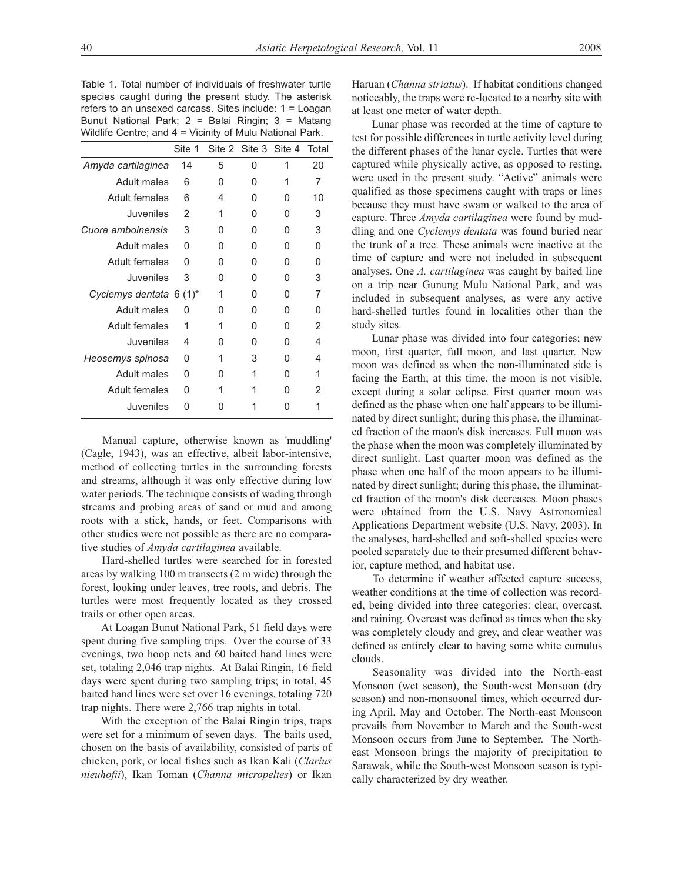Table 1. Total number of individuals of freshwater turtle species caught during the present study. The asterisk refers to an unsexed carcass. Sites include: 1 = Loagan Bunut National Park; 2 = Balai Ringin; 3 = Matang Wildlife Centre; and 4 = Vicinity of Mulu National Park.

| | Site 1 | Site 2 | Site 3 | Site 4 | Total |
|---|---|---|---|---|---|
| *Amyda cartilaginea* | 14 | 5 | 0 | 1 | 20 |
| Adult males | 6 | 0 | 0 | 1 | 7 |
| Adult females | 6 | 4 | 0 | 0 | 10 |
| Juveniles | 2 | 1 | 0 | 0 | 3 |
| *Cuora amboinensis* | 3 | 0 | 0 | 0 | 3 |
| Adult males | 0 | 0 | 0 | 0 | 0 |
| Adult females | 0 | 0 | 0 | 0 | 0 |
| Juveniles | 3 | 0 | 0 | 0 | 3 |
| *Cyclemys dentata* | 6 (1)* | 1 | 0 | 0 | 7 |
| Adult males | 0 | 0 | 0 | 0 | 0 |
| Adult females | 1 | 1 | 0 | 0 | 2 |
| Juveniles | 4 | 0 | 0 | 0 | 4 |
| *Heosemys spinosa* | 0 | 1 | 3 | 0 | 4 |
| Adult males | 0 | 0 | 1 | 0 | 1 |
| Adult females | 0 | 1 | 1 | 0 | 2 |
| Juveniles | 0 | 0 | 1 | 0 | 1 |

Manual capture, otherwise known as 'muddling' (Cagle, 1943), was an effective, albeit labor-intensive, method of collecting turtles in the surrounding forests and streams, although it was only effective during low water periods. The technique consists of wading through streams and probing areas of sand or mud and among roots with a stick, hands, or feet. Comparisons with other studies were not possible as there are no comparative studies of *Amyda cartilaginea* available.

Hard-shelled turtles were searched for in forested areas by walking 100 m transects (2 m wide) through the forest, looking under leaves, tree roots, and debris. The turtles were most frequently located as they crossed trails or other open areas.

At Loagan Bunut National Park, 51 field days were spent during five sampling trips. Over the course of 33 evenings, two hoop nets and 60 baited hand lines were set, totaling 2,046 trap nights. At Balai Ringin, 16 field days were spent during two sampling trips; in total, 45 baited hand lines were set over 16 evenings, totaling 720 trap nights. There were 2,766 trap nights in total.

With the exception of the Balai Ringin trips, traps were set for a minimum of seven days. The baits used, chosen on the basis of availability, consisted of parts of chicken, pork, or local fishes such as Ikan Kali (*Clarius nieuhofii*), Ikan Toman (*Channa micropeltes*) or Ikan Haruan (*Channa striatus*). If habitat conditions changed noticeably, the traps were re-located to a nearby site with at least one meter of water depth.

Lunar phase was recorded at the time of capture to test for possible differences in turtle activity level during the different phases of the lunar cycle. Turtles that were captured while physically active, as opposed to resting, were used in the present study. "Active" animals were qualified as those specimens caught with traps or lines because they must have swam or walked to the area of capture. Three *Amyda cartilaginea* were found by muddling and one *Cyclemys dentata* was found buried near the trunk of a tree. These animals were inactive at the time of capture and were not included in subsequent analyses. One *A. cartilaginea* was caught by baited line on a trip near Gunung Mulu National Park, and was included in subsequent analyses, as were any active hard-shelled turtles found in localities other than the study sites.

Lunar phase was divided into four categories; new moon, first quarter, full moon, and last quarter. New moon was defined as when the non-illuminated side is facing the Earth; at this time, the moon is not visible, except during a solar eclipse. First quarter moon was defined as the phase when one half appears to be illuminated by direct sunlight; during this phase, the illuminated fraction of the moon's disk increases. Full moon was the phase when the moon was completely illuminated by direct sunlight. Last quarter moon was defined as the phase when one half of the moon appears to be illuminated by direct sunlight; during this phase, the illuminated fraction of the moon's disk decreases. Moon phases were obtained from the U.S. Navy Astronomical Applications Department website (U.S. Navy, 2003). In the analyses, hard-shelled and soft-shelled species were pooled separately due to their presumed different behavior, capture method, and habitat use.

To determine if weather affected capture success, weather conditions at the time of collection was recorded, being divided into three categories: clear, overcast, and raining. Overcast was defined as times when the sky was completely cloudy and grey, and clear weather was defined as entirely clear to having some white cumulus clouds.

Seasonality was divided into the North-east Monsoon (wet season), the South-west Monsoon (dry season) and non-monsoonal times, which occurred during April, May and October. The North-east Monsoon prevails from November to March and the South-west Monsoon occurs from June to September. The North-east Monsoon brings the majority of precipitation to Sarawak, while the South-west Monsoon season is typically characterized by dry weather.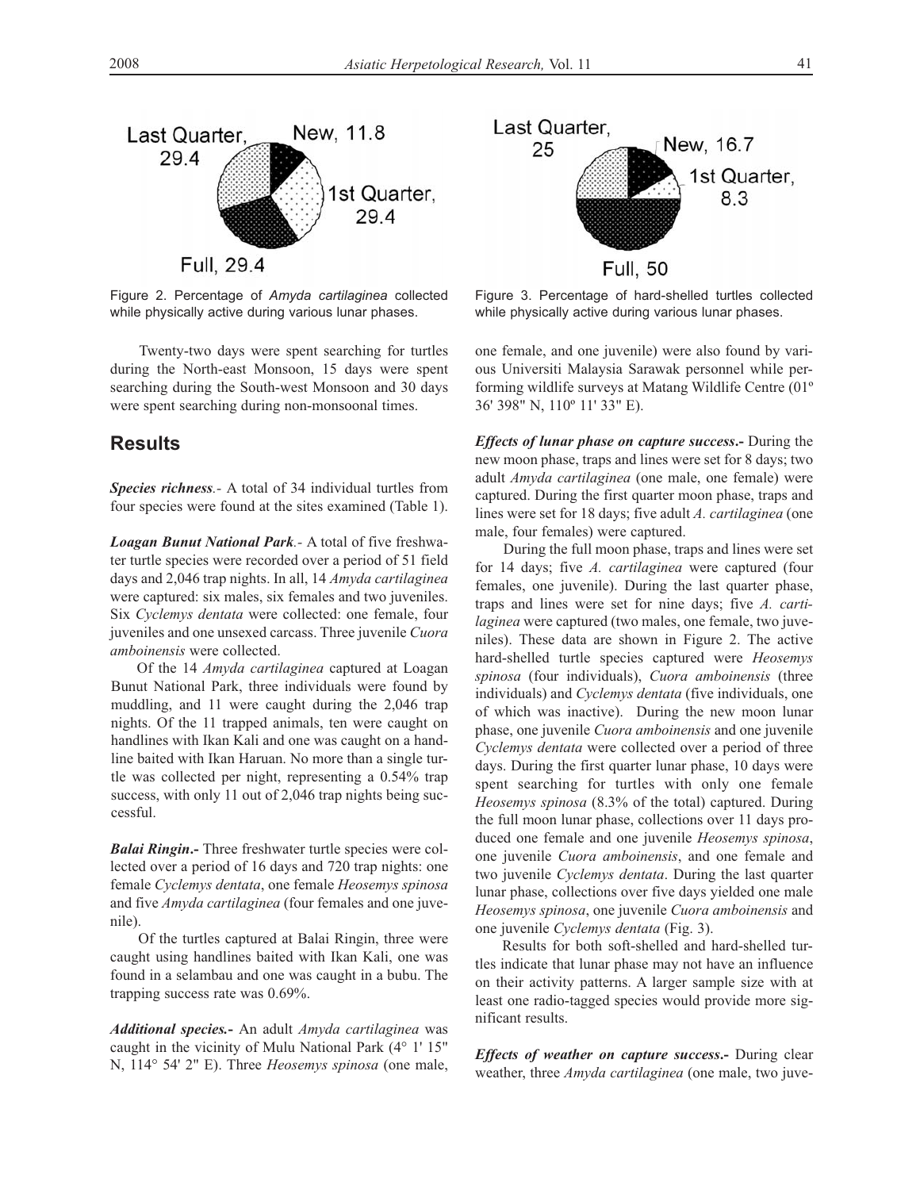Figure 2. Percentage of *Amyda cartilaginea* collected while physically active during various lunar phases.

Figure 3. Percentage of hard-shelled turtles collected while physically active during various lunar phases.

Twenty-two days were spent searching for turtles during the North-east Monsoon, 15 days were spent searching during the South-west Monsoon and 30 days were spent searching during non-monsoonal times.

## Results

***Species richness***.- A total of 34 individual turtles from four species were found at the sites examined (Table 1).

***Loagan Bunut National Park***.- A total of five freshwater turtle species were recorded over a period of 51 field days and 2,046 trap nights. In all, 14 *Amyda cartilaginea* were captured: six males, six females and two juveniles. Six *Cyclemys dentata* were collected: one female, four juveniles and one unsexed carcass. Three juvenile *Cuora amboinensis* were collected.

Of the 14 *Amyda cartilaginea* captured at Loagan Bunut National Park, three individuals were found by muddling, and 11 were caught during the 2,046 trap nights. Of the 11 trapped animals, ten were caught on handlines with Ikan Kali and one was caught on a handline baited with Ikan Haruan. No more than a single turtle was collected per night, representing a 0.54% trap success, with only 11 out of 2,046 trap nights being successful.

***Balai Ringin***.- Three freshwater turtle species were collected over a period of 16 days and 720 trap nights: one female *Cyclemys dentata*, one female *Heosemys spinosa* and five *Amyda cartilaginea* (four females and one juvenile).

Of the turtles captured at Balai Ringin, three were caught using handlines baited with Ikan Kali, one was found in a selambau and one was caught in a bubu. The trapping success rate was 0.69%.

***Additional species***.- An adult *Amyda cartilaginea* was caught in the vicinity of Mulu National Park (4° 1' 15" N, 114° 54' 2" E). Three *Heosemys spinosa* (one male, one female, and one juvenile) were also found by various Universiti Malaysia Sarawak personnel while performing wildlife surveys at Matang Wildlife Centre (01º 36' 398" N, 110º 11' 33" E).

***Effects of lunar phase on capture success***.- During the new moon phase, traps and lines were set for 8 days; two adult *Amyda cartilaginea* (one male, one female) were captured. During the first quarter moon phase, traps and lines were set for 18 days; five adult *A. cartilaginea* (one male, four females) were captured.

During the full moon phase, traps and lines were set for 14 days; five *A. cartilaginea* were captured (four females, one juvenile). During the last quarter phase, traps and lines were set for nine days; five *A. cartilaginea* were captured (two males, one female, two juveniles). These data are shown in Figure 2. The active hard-shelled turtle species captured were *Heosemys spinosa* (four individuals), *Cuora amboinensis* (three individuals) and *Cyclemys dentata* (five individuals, one of which was inactive). During the new moon lunar phase, one juvenile *Cuora amboinensis* and one juvenile *Cyclemys dentata* were collected over a period of three days. During the first quarter lunar phase, 10 days were spent searching for turtles with only one female *Heosemys spinosa* (8.3% of the total) captured. During the full moon lunar phase, collections over 11 days produced one female and one juvenile *Heosemys spinosa*, one juvenile *Cuora amboinensis*, and one female and two juvenile *Cyclemys dentata*. During the last quarter lunar phase, collections over five days yielded one male *Heosemys spinosa*, one juvenile *Cuora amboinensis* and one juvenile *Cyclemys dentata* (Fig. 3).

Results for both soft-shelled and hard-shelled turtles indicate that lunar phase may not have an influence on their activity patterns. A larger sample size with at least one radio-tagged species would provide more significant results.

***Effects of weather on capture success***.- During clear weather, three *Amyda cartilaginea* (one male, two juve-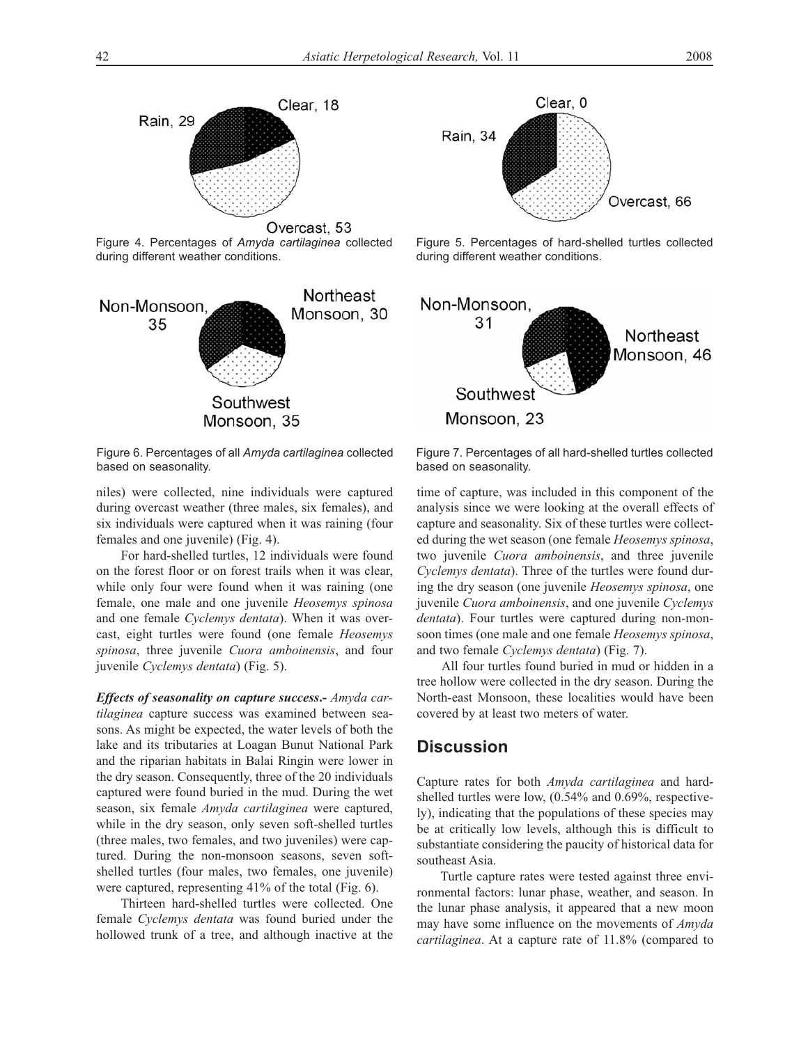Clear, 18

Rain, 29

Overcast, 53

Figure 4. Percentages of *Amyda cartilaginea* collected during different weather conditions.

Clear, 0

Rain, 34

Overcast, 66

Figure 5. Percentages of hard-shelled turtles collected during different weather conditions.

Non-Monsoon, 35

Northeast Monsoon, 30

Southwest Monsoon, 35

Figure 6. Percentages of all *Amyda cartilaginea* collected based on seasonality.

Non-Monsoon, 31

Northeast Monsoon, 46

Southwest Monsoon, 23

Figure 7. Percentages of all hard-shelled turtles collected based on seasonality.

niles) were collected, nine individuals were captured during overcast weather (three males, six females), and six individuals were captured when it was raining (four females and one juvenile) (Fig. 4).

For hard-shelled turtles, 12 individuals were found on the forest floor or on forest trails when it was clear, while only four were found when it was raining (one female, one male and one juvenile *Heosemys spinosa* and one female *Cyclemys dentata*). When it was overcast, eight turtles were found (one female *Heosemys spinosa*, three juvenile *Cuora amboinensis*, and four juvenile *Cyclemys dentata*) (Fig. 5).

***Effects of seasonality on capture success.-*** *Amyda cartilaginea* capture success was examined between seasons. As might be expected, the water levels of both the lake and its tributaries at Loagan Bunut National Park and the riparian habitats in Balai Ringin were lower in the dry season. Consequently, three of the 20 individuals captured were found buried in the mud. During the wet season, six female *Amyda cartilaginea* were captured, while in the dry season, only seven soft-shelled turtles (three males, two females, and two juveniles) were captured. During the non-monsoon seasons, seven soft-shelled turtles (four males, two females, one juvenile) were captured, representing 41% of the total (Fig. 6).

Thirteen hard-shelled turtles were collected. One female *Cyclemys dentata* was found buried under the hollowed trunk of a tree, and although inactive at the time of capture, was included in this component of the analysis since we were looking at the overall effects of capture and seasonality. Six of these turtles were collected during the wet season (one female *Heosemys spinosa*, two juvenile *Cuora amboinensis*, and three juvenile *Cyclemys dentata*). Three of the turtles were found during the dry season (one juvenile *Heosemys spinosa*, one juvenile *Cuora amboinensis*, and one juvenile *Cyclemys dentata*). Four turtles were captured during non-monsoon times (one male and one female *Heosemys spinosa*, and two female *Cyclemys dentata*) (Fig. 7).

All four turtles found buried in mud or hidden in a tree hollow were collected in the dry season. During the North-east Monsoon, these localities would have been covered by at least two meters of water.

## Discussion

Capture rates for both *Amyda cartilaginea* and hard-shelled turtles were low, (0.54% and 0.69%, respectively), indicating that the populations of these species may be at critically low levels, although this is difficult to substantiate considering the paucity of historical data for southeast Asia.

Turtle capture rates were tested against three environmental factors: lunar phase, weather, and season. In the lunar phase analysis, it appeared that a new moon may have some influence on the movements of *Amyda cartilaginea*. At a capture rate of 11.8% (compared to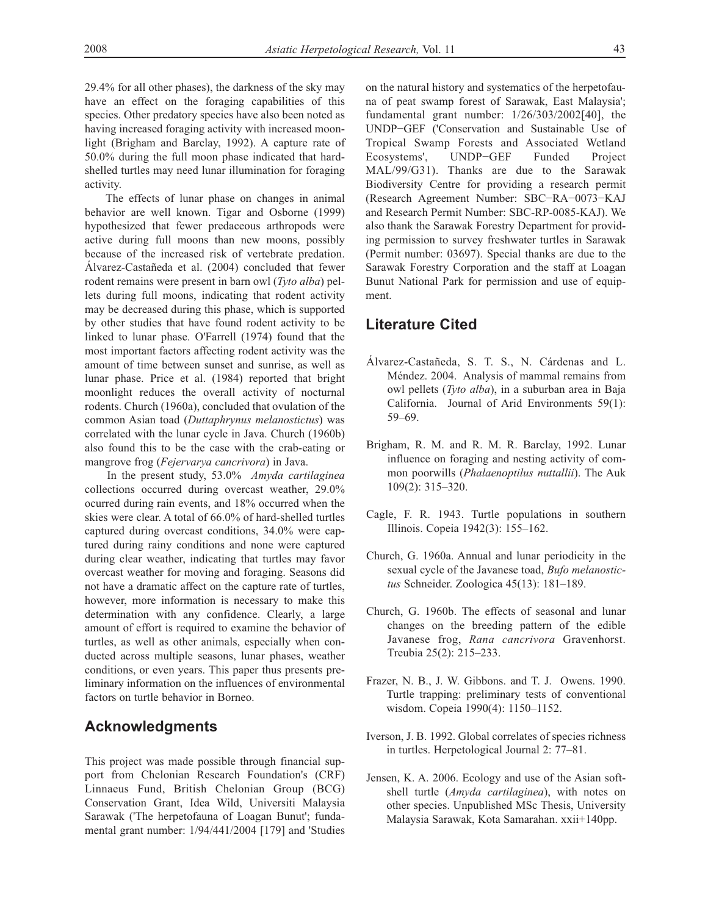29.4% for all other phases), the darkness of the sky may have an effect on the foraging capabilities of this species. Other predatory species have also been noted as having increased foraging activity with increased moonlight (Brigham and Barclay, 1992). A capture rate of 50.0% during the full moon phase indicated that hard-shelled turtles may need lunar illumination for foraging activity.

The effects of lunar phase on changes in animal behavior are well known. Tigar and Osborne (1999) hypothesized that fewer predaceous arthropods were active during full moons than new moons, possibly because of the increased risk of vertebrate predation. Álvarez-Castañeda et al. (2004) concluded that fewer rodent remains were present in barn owl (*Tyto alba*) pellets during full moons, indicating that rodent activity may be decreased during this phase, which is supported by other studies that have found rodent activity to be linked to lunar phase. O'Farrell (1974) found that the most important factors affecting rodent activity was the amount of time between sunset and sunrise, as well as lunar phase. Price et al. (1984) reported that bright moonlight reduces the overall activity of nocturnal rodents. Church (1960a), concluded that ovulation of the common Asian toad (*Duttaphrynus melanostictus*) was correlated with the lunar cycle in Java. Church (1960b) also found this to be the case with the crab-eating or mangrove frog (*Fejervarya cancrivora*) in Java.

In the present study, 53.0% *Amyda cartilaginea* collections occurred during overcast weather, 29.0% ocurred during rain events, and 18% occurred when the skies were clear. A total of 66.0% of hard-shelled turtles captured during overcast conditions, 34.0% were captured during rainy conditions and none were captured during clear weather, indicating that turtles may favor overcast weather for moving and foraging. Seasons did not have a dramatic affect on the capture rate of turtles, however, more information is necessary to make this determination with any confidence. Clearly, a large amount of effort is required to examine the behavior of turtles, as well as other animals, especially when conducted across multiple seasons, lunar phases, weather conditions, or even years. This paper thus presents preliminary information on the influences of environmental factors on turtle behavior in Borneo.

## Acknowledgments

This project was made possible through financial support from Chelonian Research Foundation's (CRF) Linnaeus Fund, British Chelonian Group (BCG) Conservation Grant, Idea Wild, Universiti Malaysia Sarawak ('The herpetofauna of Loagan Bunut'; fundamental grant number: 1/94/441/2004 [179] and 'Studies on the natural history and systematics of the herpetofauna of peat swamp forest of Sarawak, East Malaysia'; fundamental grant number: 1/26/303/2002[40], the UNDP−GEF ('Conservation and Sustainable Use of Tropical Swamp Forests and Associated Wetland Ecosystems', UNDP−GEF Funded Project MAL/99/G31). Thanks are due to the Sarawak Biodiversity Centre for providing a research permit (Research Agreement Number: SBC−RA−0073−KAJ and Research Permit Number: SBC-RP-0085-KAJ). We also thank the Sarawak Forestry Department for providing permission to survey freshwater turtles in Sarawak (Permit number: 03697). Special thanks are due to the Sarawak Forestry Corporation and the staff at Loagan Bunut National Park for permission and use of equipment.

## Literature Cited

Álvarez-Castañeda, S. T. S., N. Cárdenas and L. Méndez. 2004. Analysis of mammal remains from owl pellets (*Tyto alba*), in a suburban area in Baja California. Journal of Arid Environments 59(1): 59–69.

Brigham, R. M. and R. M. R. Barclay, 1992. Lunar influence on foraging and nesting activity of common poorwills (*Phalaenoptilus nuttallii*). The Auk 109(2): 315–320.

Cagle, F. R. 1943. Turtle populations in southern Illinois. Copeia 1942(3): 155–162.

Church, G. 1960a. Annual and lunar periodicity in the sexual cycle of the Javanese toad, *Bufo melanostictus* Schneider. Zoologica 45(13): 181–189.

Church, G. 1960b. The effects of seasonal and lunar changes on the breeding pattern of the edible Javanese frog, *Rana cancrivora* Gravenhorst. Treubia 25(2): 215–233.

Frazer, N. B., J. W. Gibbons. and T. J. Owens. 1990. Turtle trapping: preliminary tests of conventional wisdom. Copeia 1990(4): 1150–1152.

Iverson, J. B. 1992. Global correlates of species richness in turtles. Herpetological Journal 2: 77–81.

Jensen, K. A. 2006. Ecology and use of the Asian softshell turtle (*Amyda cartilaginea*), with notes on other species. Unpublished MSc Thesis, University Malaysia Sarawak, Kota Samarahan. xxii+140pp.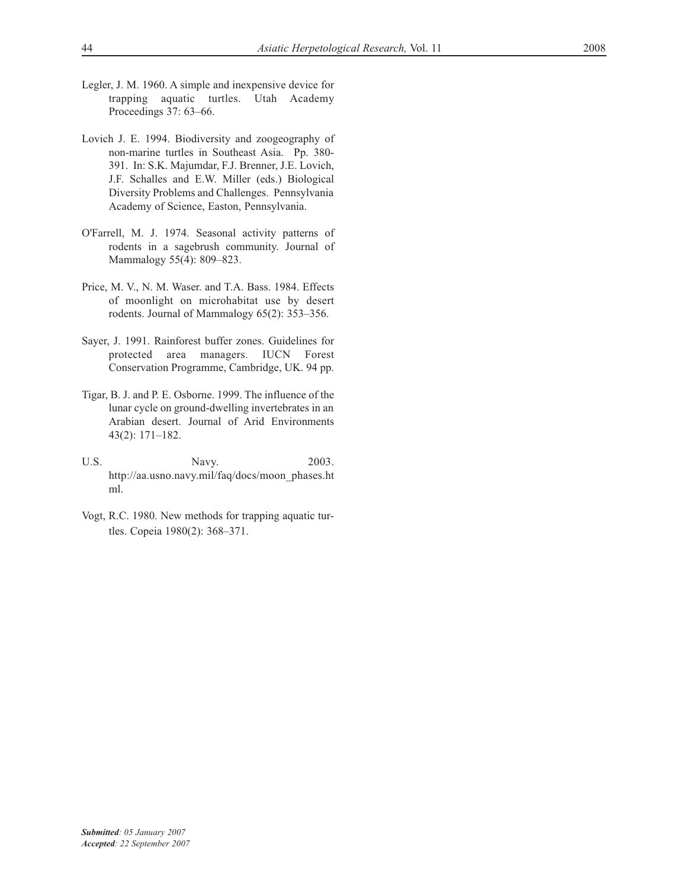Legler, J. M. 1960. A simple and inexpensive device for trapping aquatic turtles. Utah Academy Proceedings 37: 63–66.

Lovich J. E. 1994. Biodiversity and zoogeography of non-marine turtles in Southeast Asia. Pp. 380-391. In: S.K. Majumdar, F.J. Brenner, J.E. Lovich, J.F. Schalles and E.W. Miller (eds.) Biological Diversity Problems and Challenges. Pennsylvania Academy of Science, Easton, Pennsylvania.

O'Farrell, M. J. 1974. Seasonal activity patterns of rodents in a sagebrush community. Journal of Mammalogy 55(4): 809–823.

Price, M. V., N. M. Waser. and T.A. Bass. 1984. Effects of moonlight on microhabitat use by desert rodents. Journal of Mammalogy 65(2): 353–356.

Sayer, J. 1991. Rainforest buffer zones. Guidelines for protected area managers. IUCN Forest Conservation Programme, Cambridge, UK. 94 pp.

Tigar, B. J. and P. E. Osborne. 1999. The influence of the lunar cycle on ground-dwelling invertebrates in an Arabian desert. Journal of Arid Environments 43(2): 171–182.

U.S. Navy. 2003. http://aa.usno.navy.mil/faq/docs/moon_phases.html.

Vogt, R.C. 1980. New methods for trapping aquatic turtles. Copeia 1980(2): 368–371.

***Submitted**: 05 January 2007*
***Accepted**: 22 September 2007*